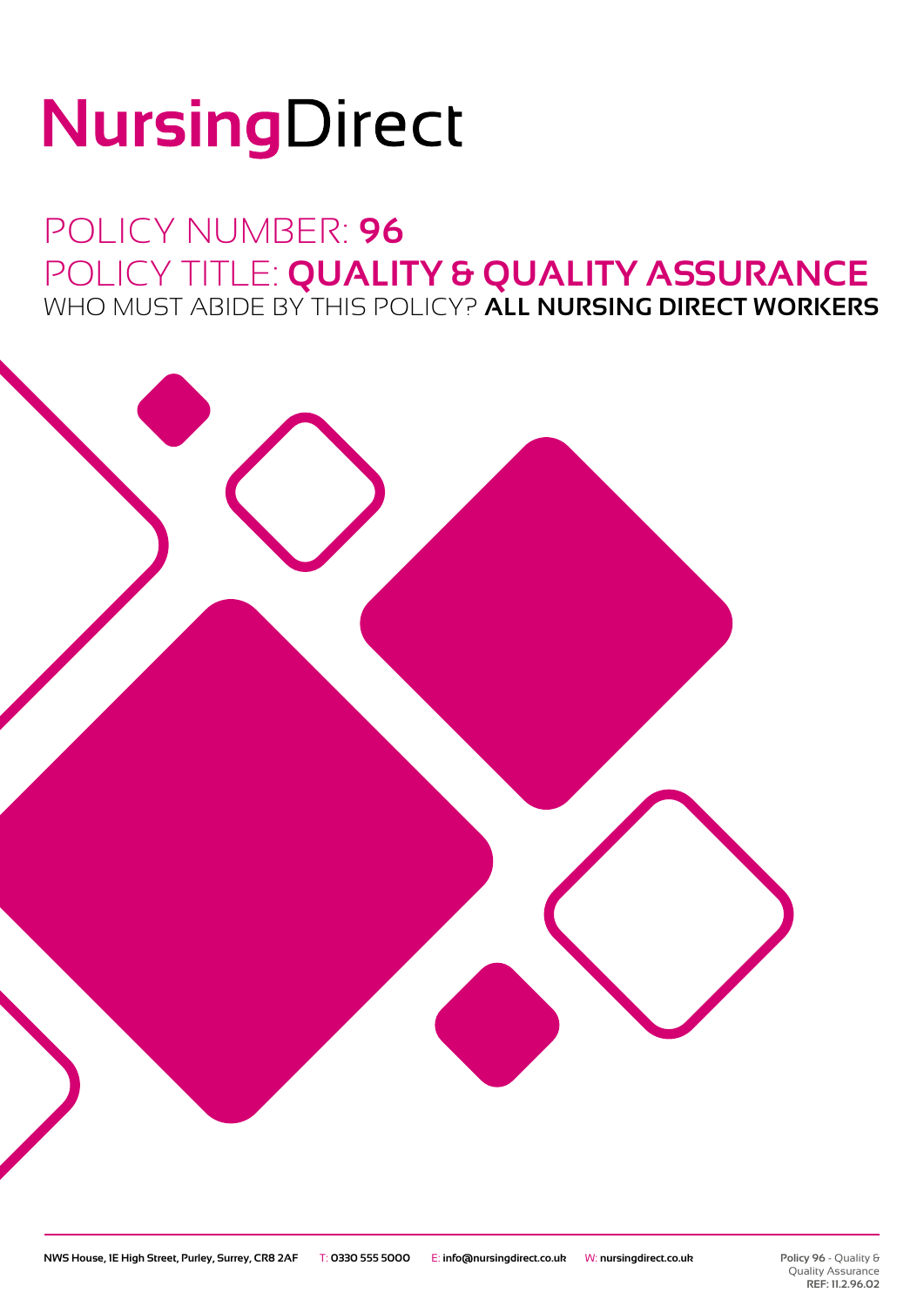# NursingDirect

## POLICY NUMBER: **96**

## POLICY TITLE: **QUALITY & QUALITY ASSURANCE**

WHO MUST ABIDE BY THIS POLICY? **ALL NURSING DIRECT WORKERS**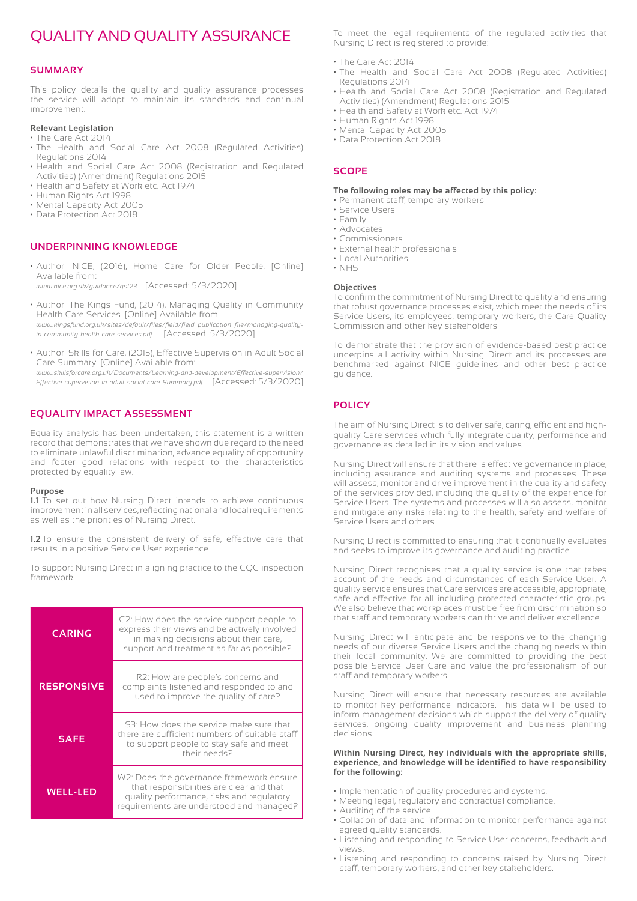# QUALITY AND QUALITY ASSURANCE

## SUMMARY

This policy details the quality and quality assurance processes the service will adopt to maintain its standards and continual improvement.

**Relevant Legislation**

- The Care Act 2014
- The Health and Social Care Act 2008 (Regulated Activities) Regulations 2014
- Health and Social Care Act 2008 (Registration and Regulated Activities) (Amendment) Regulations 2015
- Health and Safety at Work etc. Act 1974
- Human Rights Act 1998
- Mental Capacity Act 2005
- Data Protection Act 2018

## UNDERPINNING KNOWLEDGE

- Author: NICE, (2016), Home Care for Older People. [Online] Available from: *www.nice.org.uk/guidance/qs123* [Accessed: 5/3/2020]
- Author: The Kings Fund, (2014), Managing Quality in Community Health Care Services. [Online] Available from: *www.kingsfund.org.uk/sites/default/files/field/field_publication_file/managing-quality-in-community-health-care-services.pdf* [Accessed: 5/3/2020]
- Author: Skills for Care, (2015), Effective Supervision in Adult Social Care Summary. [Online] Available from: *www.skillsforcare.org.uk/Documents/Learning-and-development/Effective-supervision/Effective-supervision-in-adult-social-care-Summary.pdf* [Accessed: 5/3/2020]

## EQUALITY IMPACT ASSESSMENT

Equality analysis has been undertaken, this statement is a written record that demonstrates that we have shown due regard to the need to eliminate unlawful discrimination, advance equality of opportunity and foster good relations with respect to the characteristics protected by equality law.

**Purpose**

**1.1** To set out how Nursing Direct intends to achieve continuous improvement in all services, reflecting national and local requirements as well as the priorities of Nursing Direct.

**1.2** To ensure the consistent delivery of safe, effective care that results in a positive Service User experience.

To support Nursing Direct in aligning practice to the CQC inspection framework.

| | |
|---|---|
| **CARING** | C2: How does the service support people to express their views and be actively involved in making decisions about their care, support and treatment as far as possible? |
| **RESPONSIVE** | R2: How are people's concerns and complaints listened and responded to and used to improve the quality of care? |
| **SAFE** | S3: How does the service make sure that there are sufficient numbers of suitable staff to support people to stay safe and meet their needs? |
| **WELL-LED** | W2: Does the governance framework ensure that responsibilities are clear and that quality performance, risks and regulatory requirements are understood and managed? |

To meet the legal requirements of the regulated activities that Nursing Direct is registered to provide:

- The Care Act 2014
- The Health and Social Care Act 2008 (Regulated Activities) Regulations 2014
- Health and Social Care Act 2008 (Registration and Regulated Activities) (Amendment) Regulations 2015
- Health and Safety at Work etc. Act 1974
- Human Rights Act 1998
- Mental Capacity Act 2005
- Data Protection Act 2018

## SCOPE

**The following roles may be affected by this policy:**

- Permanent staff, temporary workers
- Service Users
- Family
- Advocates
- Commissioners
- External health professionals
- Local Authorities
- NHS

**Objectives**

To confirm the commitment of Nursing Direct to quality and ensuring that robust governance processes exist, which meet the needs of its Service Users, its employees, temporary workers, the Care Quality Commission and other key stakeholders.

To demonstrate that the provision of evidence-based best practice underpins all activity within Nursing Direct and its processes are benchmarked against NICE guidelines and other best practice guidance.

## POLICY

The aim of Nursing Direct is to deliver safe, caring, efficient and high-quality Care services which fully integrate quality, performance and governance as detailed in its vision and values.

Nursing Direct will ensure that there is effective governance in place, including assurance and auditing systems and processes. These will assess, monitor and drive improvement in the quality and safety of the services provided, including the quality of the experience for Service Users. The systems and processes will also assess, monitor and mitigate any risks relating to the health, safety and welfare of Service Users and others.

Nursing Direct is committed to ensuring that it continually evaluates and seeks to improve its governance and auditing practice.

Nursing Direct recognises that a quality service is one that takes account of the needs and circumstances of each Service User. A quality service ensures that Care services are accessible, appropriate, safe and effective for all including protected characteristic groups. We also believe that workplaces must be free from discrimination so that staff and temporary workers can thrive and deliver excellence.

Nursing Direct will anticipate and be responsive to the changing needs of our diverse Service Users and the changing needs within their local community. We are committed to providing the best possible Service User Care and value the professionalism of our staff and temporary workers.

Nursing Direct will ensure that necessary resources are available to monitor key performance indicators. This data will be used to inform management decisions which support the delivery of quality services, ongoing quality improvement and business planning decisions.

**Within Nursing Direct, key individuals with the appropriate skills, experience, and knowledge will be identified to have responsibility for the following:**

- Implementation of quality procedures and systems.
- Meeting legal, regulatory and contractual compliance.
- Auditing of the service.
- Collation of data and information to monitor performance against agreed quality standards.
- Listening and responding to Service User concerns, feedback and views.
- Listening and responding to concerns raised by Nursing Direct staff, temporary workers, and other key stakeholders.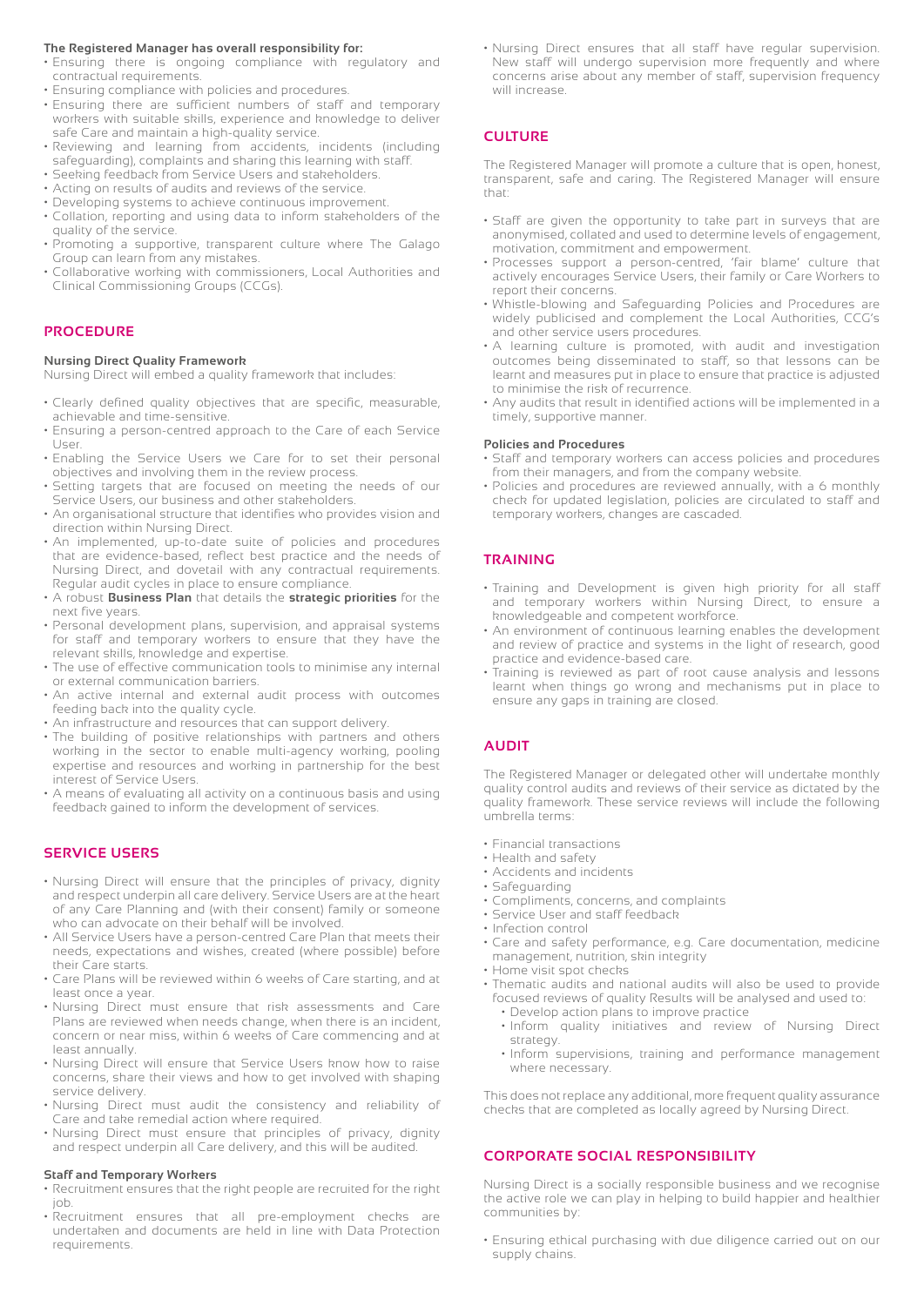**The Registered Manager has overall responsibility for:**

- Ensuring there is ongoing compliance with regulatory and contractual requirements.
- Ensuring compliance with policies and procedures.
- Ensuring there are sufficient numbers of staff and temporary workers with suitable skills, experience and knowledge to deliver safe Care and maintain a high-quality service.
- Reviewing and learning from accidents, incidents (including safeguarding), complaints and sharing this learning with staff.
- Seeking feedback from Service Users and stakeholders.
- Acting on results of audits and reviews of the service.
- Developing systems to achieve continuous improvement.
- Collation, reporting and using data to inform stakeholders of the quality of the service.
- Promoting a supportive, transparent culture where The Galago Group can learn from any mistakes.
- Collaborative working with commissioners, Local Authorities and Clinical Commissioning Groups (CCGs).

## PROCEDURE

**Nursing Direct Quality Framework**

Nursing Direct will embed a quality framework that includes:

- Clearly defined quality objectives that are specific, measurable, achievable and time-sensitive.
- Ensuring a person-centred approach to the Care of each Service User.
- Enabling the Service Users we Care for to set their personal objectives and involving them in the review process.
- Setting targets that are focused on meeting the needs of our Service Users, our business and other stakeholders.
- An organisational structure that identifies who provides vision and direction within Nursing Direct.
- An implemented, up-to-date suite of policies and procedures that are evidence-based, reflect best practice and the needs of Nursing Direct, and dovetail with any contractual requirements. Regular audit cycles in place to ensure compliance.
- A robust **Business Plan** that details the **strategic priorities** for the next five years.
- Personal development plans, supervision, and appraisal systems for staff and temporary workers to ensure that they have the relevant skills, knowledge and expertise.
- The use of effective communication tools to minimise any internal or external communication barriers.
- An active internal and external audit process with outcomes feeding back into the quality cycle.
- An infrastructure and resources that can support delivery.
- The building of positive relationships with partners and others working in the sector to enable multi-agency working, pooling expertise and resources and working in partnership for the best interest of Service Users.
- A means of evaluating all activity on a continuous basis and using feedback gained to inform the development of services.

## SERVICE USERS

- Nursing Direct will ensure that the principles of privacy, dignity and respect underpin all care delivery. Service Users are at the heart of any Care Planning and (with their consent) family or someone who can advocate on their behalf will be involved.
- All Service Users have a person-centred Care Plan that meets their needs, expectations and wishes, created (where possible) before their Care starts.
- Care Plans will be reviewed within 6 weeks of Care starting, and at least once a year.
- Nursing Direct must ensure that risk assessments and Care Plans are reviewed when needs change, when there is an incident, concern or near miss, within 6 weeks of Care commencing and at least annually.
- Nursing Direct will ensure that Service Users know how to raise concerns, share their views and how to get involved with shaping service delivery.
- Nursing Direct must audit the consistency and reliability of Care and take remedial action where required.
- Nursing Direct must ensure that principles of privacy, dignity and respect underpin all Care delivery, and this will be audited.

**Staff and Temporary Workers**

- Recruitment ensures that the right people are recruited for the right job.
- Recruitment ensures that all pre-employment checks are undertaken and documents are held in line with Data Protection requirements.
- Nursing Direct ensures that all staff have regular supervision. New staff will undergo supervision more frequently and where concerns arise about any member of staff, supervision frequency will increase.

## CULTURE

The Registered Manager will promote a culture that is open, honest, transparent, safe and caring. The Registered Manager will ensure that:

- Staff are given the opportunity to take part in surveys that are anonymised, collated and used to determine levels of engagement, motivation, commitment and empowerment.
- Processes support a person-centred, 'fair blame' culture that actively encourages Service Users, their family or Care Workers to report their concerns.
- Whistle-blowing and Safeguarding Policies and Procedures are widely publicised and complement the Local Authorities, CCG's and other service users procedures.
- A learning culture is promoted, with audit and investigation outcomes being disseminated to staff, so that lessons can be learnt and measures put in place to ensure that practice is adjusted to minimise the risk of recurrence.
- Any audits that result in identified actions will be implemented in a timely, supportive manner.

**Policies and Procedures**

- Staff and temporary workers can access policies and procedures from their managers, and from the company website.
- Policies and procedures are reviewed annually, with a 6 monthly check for updated legislation, policies are circulated to staff and temporary workers, changes are cascaded.

## TRAINING

- Training and Development is given high priority for all staff and temporary workers within Nursing Direct, to ensure a knowledgeable and competent workforce.
- An environment of continuous learning enables the development and review of practice and systems in the light of research, good practice and evidence-based care.
- Training is reviewed as part of root cause analysis and lessons learnt when things go wrong and mechanisms put in place to ensure any gaps in training are closed.

## AUDIT

The Registered Manager or delegated other will undertake monthly quality control audits and reviews of their service as dictated by the quality framework. These service reviews will include the following umbrella terms:

- Financial transactions
- Health and safety
- Accidents and incidents
- Safeguarding
- Compliments, concerns, and complaints
- Service User and staff feedback
- Infection control
- Care and safety performance, e.g. Care documentation, medicine management, nutrition, skin integrity
- Home visit spot checks
- Thematic audits and national audits will also be used to provide focused reviews of quality Results will be analysed and used to:
  - Develop action plans to improve practice
  - Inform quality initiatives and review of Nursing Direct strategy.
  - Inform supervisions, training and performance management where necessary.

This does not replace any additional, more frequent quality assurance checks that are completed as locally agreed by Nursing Direct.

## CORPORATE SOCIAL RESPONSIBILITY

Nursing Direct is a socially responsible business and we recognise the active role we can play in helping to build happier and healthier communities by:

- Ensuring ethical purchasing with due diligence carried out on our supply chains.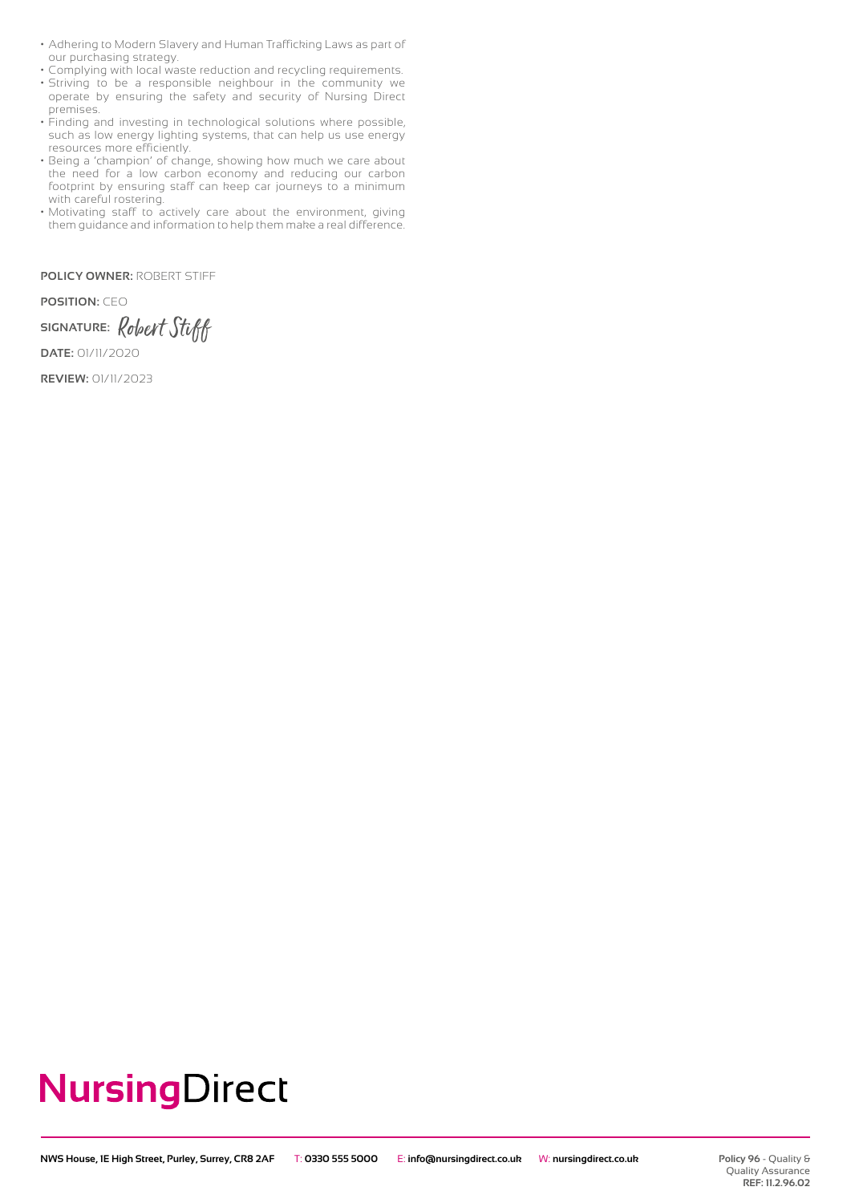- Adhering to Modern Slavery and Human Trafficking Laws as part of our purchasing strategy.
- Complying with local waste reduction and recycling requirements.
- Striving to be a responsible neighbour in the community we operate by ensuring the safety and security of Nursing Direct premises.
- Finding and investing in technological solutions where possible, such as low energy lighting systems, that can help us use energy resources more efficiently.
- Being a 'champion' of change, showing how much we care about the need for a low carbon economy and reducing our carbon footprint by ensuring staff can keep car journeys to a minimum with careful rostering.
- Motivating staff to actively care about the environment, giving them guidance and information to help them make a real difference.

**POLICY OWNER:** ROBERT STIFF

**POSITION:** CEO

**SIGNATURE:** Robert Stiff

**DATE:** 01/11/2020

**REVIEW:** 01/11/2023